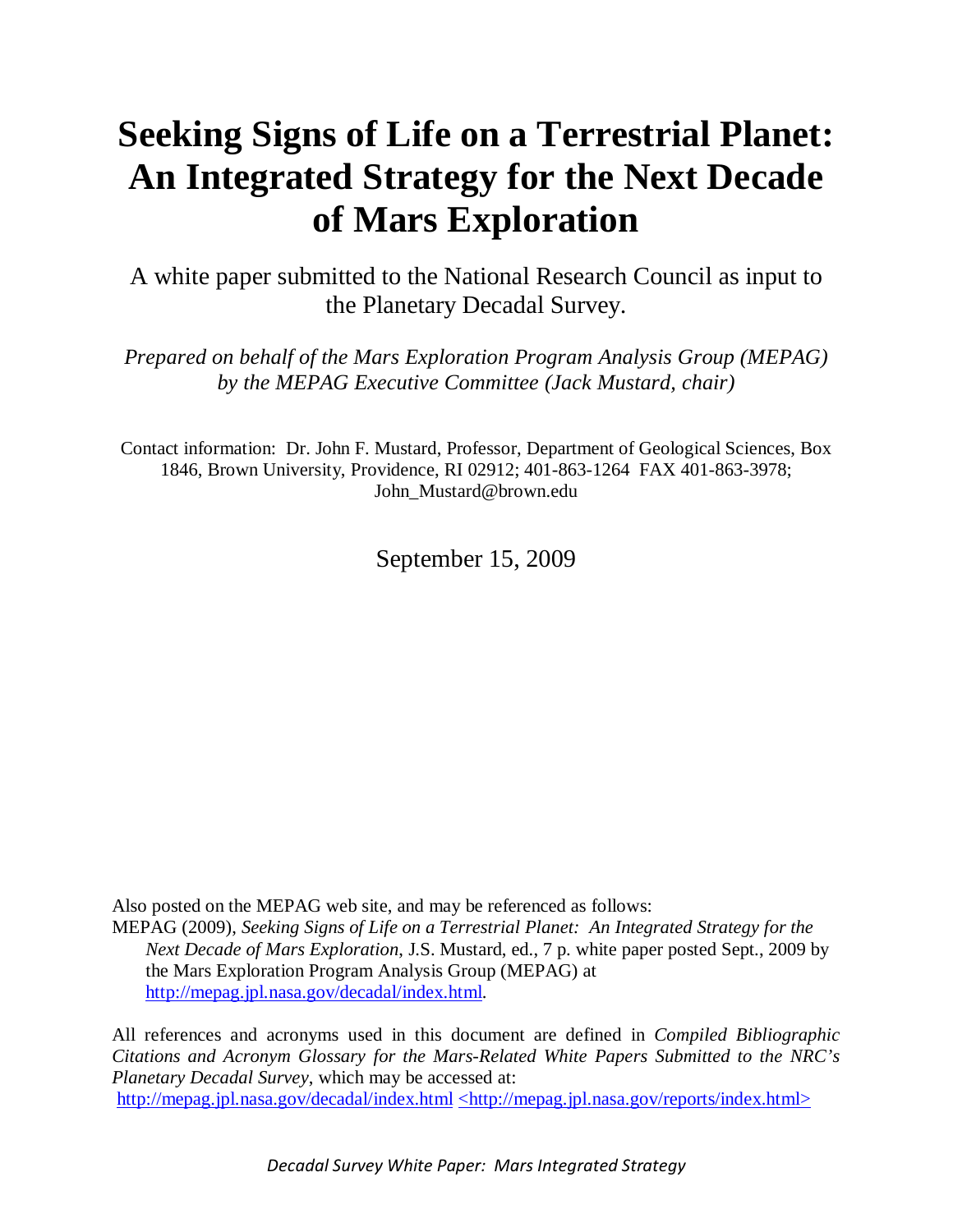# Seeking Signs of Life on a Terrestrial Planet: An Integrated Strategy for the Next Decade of Mars Exploration

A white paper submitted to the National Research Council as input to the Planetary Decadal Survey.

*Prepared on behalf of the Mars Exploration Program Analysis Group (MEPAG) by the MEPAG Executive Committee (Jack Mustard, chair)*

Contact information: Dr. John F. Mustard, Professor, Department of Geological Sciences, Box 1846, Brown University, Providence, RI 02912; 401-863-1264 FAX 401-863-3978; John_Mustard@brown.edu

September 15, 2009

Also posted on the MEPAG web site, and may be referenced as follows:
MEPAG (2009), *Seeking Signs of Life on a Terrestrial Planet: An Integrated Strategy for the Next Decade of Mars Exploration*, J.S. Mustard, ed., 7 p. white paper posted Sept., 2009 by the Mars Exploration Program Analysis Group (MEPAG) at http://mepag.jpl.nasa.gov/decadal/index.html.

All references and acronyms used in this document are defined in *Compiled Bibliographic Citations and Acronym Glossary for the Mars-Related White Papers Submitted to the NRC's Planetary Decadal Survey*, which may be accessed at:
http://mepag.jpl.nasa.gov/decadal/index.html <http://mepag.jpl.nasa.gov/reports/index.html>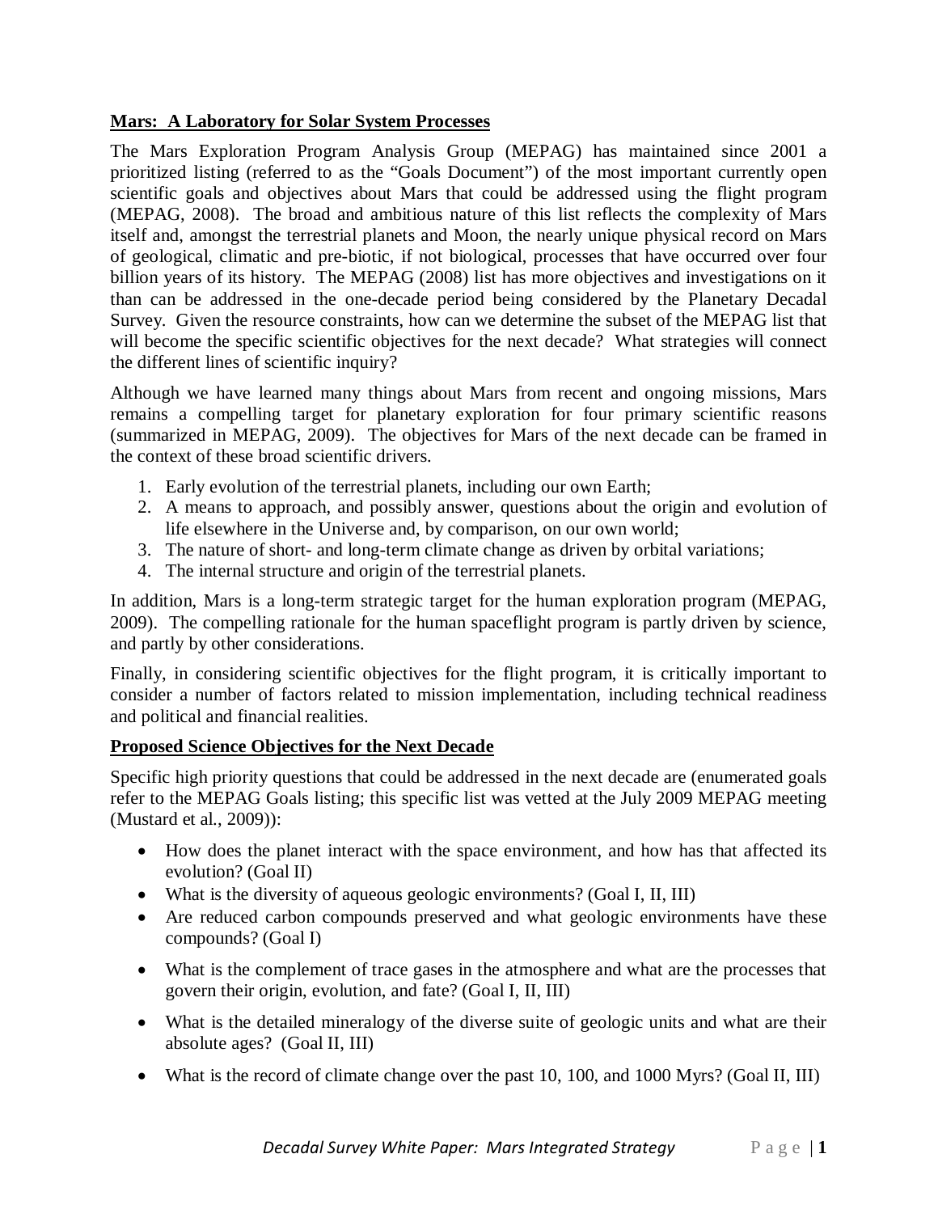**Mars: A Laboratory for Solar System Processes**

The Mars Exploration Program Analysis Group (MEPAG) has maintained since 2001 a prioritized listing (referred to as the "Goals Document") of the most important currently open scientific goals and objectives about Mars that could be addressed using the flight program (MEPAG, 2008). The broad and ambitious nature of this list reflects the complexity of Mars itself and, amongst the terrestrial planets and Moon, the nearly unique physical record on Mars of geological, climatic and pre-biotic, if not biological, processes that have occurred over four billion years of its history. The MEPAG (2008) list has more objectives and investigations on it than can be addressed in the one-decade period being considered by the Planetary Decadal Survey. Given the resource constraints, how can we determine the subset of the MEPAG list that will become the specific scientific objectives for the next decade? What strategies will connect the different lines of scientific inquiry?

Although we have learned many things about Mars from recent and ongoing missions, Mars remains a compelling target for planetary exploration for four primary scientific reasons (summarized in MEPAG, 2009). The objectives for Mars of the next decade can be framed in the context of these broad scientific drivers.

1. Early evolution of the terrestrial planets, including our own Earth;
2. A means to approach, and possibly answer, questions about the origin and evolution of life elsewhere in the Universe and, by comparison, on our own world;
3. The nature of short- and long-term climate change as driven by orbital variations;
4. The internal structure and origin of the terrestrial planets.

In addition, Mars is a long-term strategic target for the human exploration program (MEPAG, 2009). The compelling rationale for the human spaceflight program is partly driven by science, and partly by other considerations.

Finally, in considering scientific objectives for the flight program, it is critically important to consider a number of factors related to mission implementation, including technical readiness and political and financial realities.

**Proposed Science Objectives for the Next Decade**

Specific high priority questions that could be addressed in the next decade are (enumerated goals refer to the MEPAG Goals listing; this specific list was vetted at the July 2009 MEPAG meeting (Mustard et al., 2009)):

- How does the planet interact with the space environment, and how has that affected its evolution? (Goal II)
- What is the diversity of aqueous geologic environments? (Goal I, II, III)
- Are reduced carbon compounds preserved and what geologic environments have these compounds? (Goal I)
- What is the complement of trace gases in the atmosphere and what are the processes that govern their origin, evolution, and fate? (Goal I, II, III)
- What is the detailed mineralogy of the diverse suite of geologic units and what are their absolute ages? (Goal II, III)
- What is the record of climate change over the past 10, 100, and 1000 Myrs? (Goal II, III)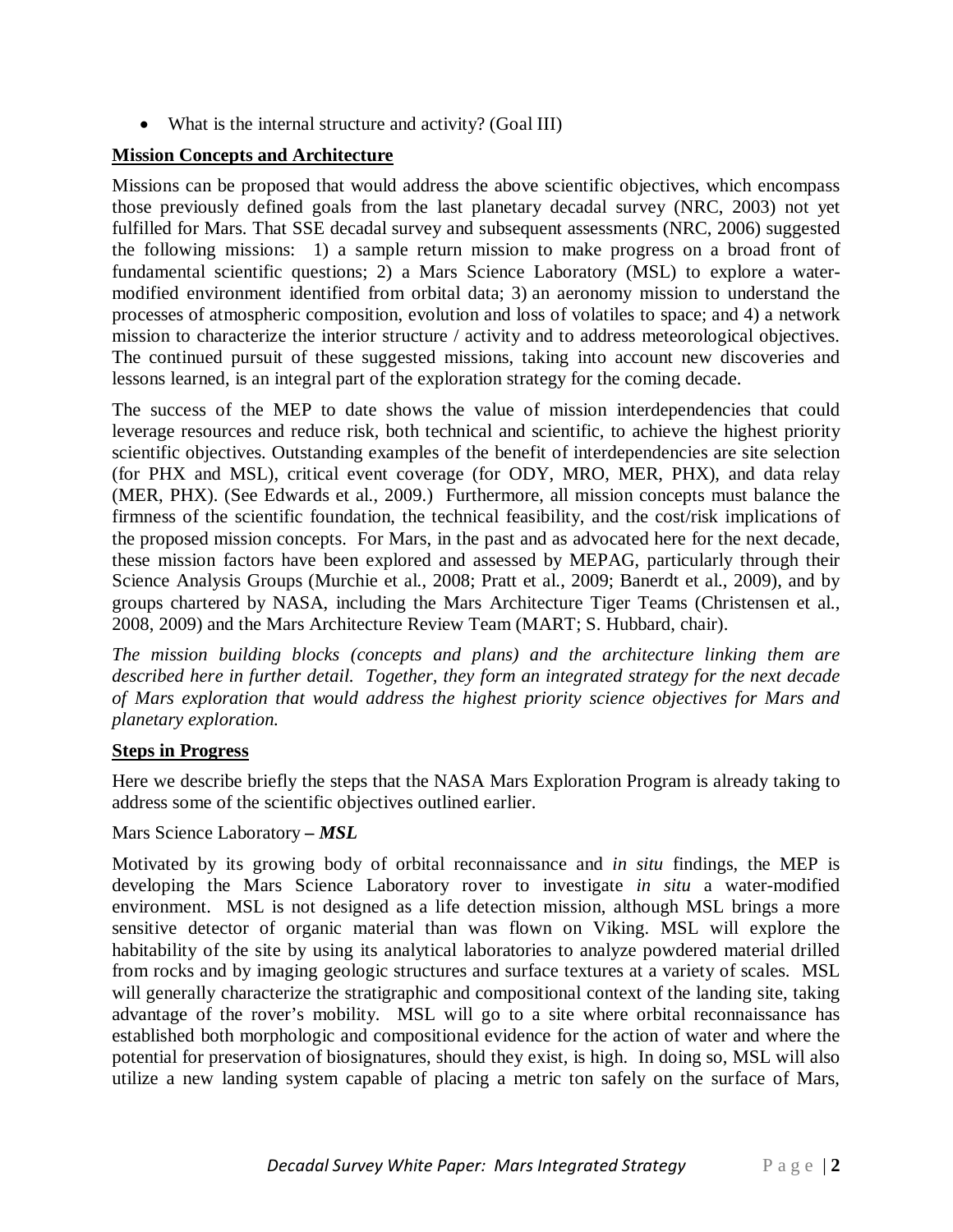- What is the internal structure and activity? (Goal III)

## Mission Concepts and Architecture

Missions can be proposed that would address the above scientific objectives, which encompass those previously defined goals from the last planetary decadal survey (NRC, 2003) not yet fulfilled for Mars. That SSE decadal survey and subsequent assessments (NRC, 2006) suggested the following missions: 1) a sample return mission to make progress on a broad front of fundamental scientific questions; 2) a Mars Science Laboratory (MSL) to explore a water-modified environment identified from orbital data; 3) an aeronomy mission to understand the processes of atmospheric composition, evolution and loss of volatiles to space; and 4) a network mission to characterize the interior structure / activity and to address meteorological objectives. The continued pursuit of these suggested missions, taking into account new discoveries and lessons learned, is an integral part of the exploration strategy for the coming decade.

The success of the MEP to date shows the value of mission interdependencies that could leverage resources and reduce risk, both technical and scientific, to achieve the highest priority scientific objectives. Outstanding examples of the benefit of interdependencies are site selection (for PHX and MSL), critical event coverage (for ODY, MRO, MER, PHX), and data relay (MER, PHX). (See Edwards et al., 2009.) Furthermore, all mission concepts must balance the firmness of the scientific foundation, the technical feasibility, and the cost/risk implications of the proposed mission concepts. For Mars, in the past and as advocated here for the next decade, these mission factors have been explored and assessed by MEPAG, particularly through their Science Analysis Groups (Murchie et al., 2008; Pratt et al., 2009; Banerdt et al., 2009), and by groups chartered by NASA, including the Mars Architecture Tiger Teams (Christensen et al., 2008, 2009) and the Mars Architecture Review Team (MART; S. Hubbard, chair).

*The mission building blocks (concepts and plans) and the architecture linking them are described here in further detail. Together, they form an integrated strategy for the next decade of Mars exploration that would address the highest priority science objectives for Mars and planetary exploration.*

## Steps in Progress

Here we describe briefly the steps that the NASA Mars Exploration Program is already taking to address some of the scientific objectives outlined earlier.

### Mars Science Laboratory – ***MSL***

Motivated by its growing body of orbital reconnaissance and *in situ* findings, the MEP is developing the Mars Science Laboratory rover to investigate *in situ* a water-modified environment. MSL is not designed as a life detection mission, although MSL brings a more sensitive detector of organic material than was flown on Viking. MSL will explore the habitability of the site by using its analytical laboratories to analyze powdered material drilled from rocks and by imaging geologic structures and surface textures at a variety of scales. MSL will generally characterize the stratigraphic and compositional context of the landing site, taking advantage of the rover's mobility. MSL will go to a site where orbital reconnaissance has established both morphologic and compositional evidence for the action of water and where the potential for preservation of biosignatures, should they exist, is high. In doing so, MSL will also utilize a new landing system capable of placing a metric ton safely on the surface of Mars,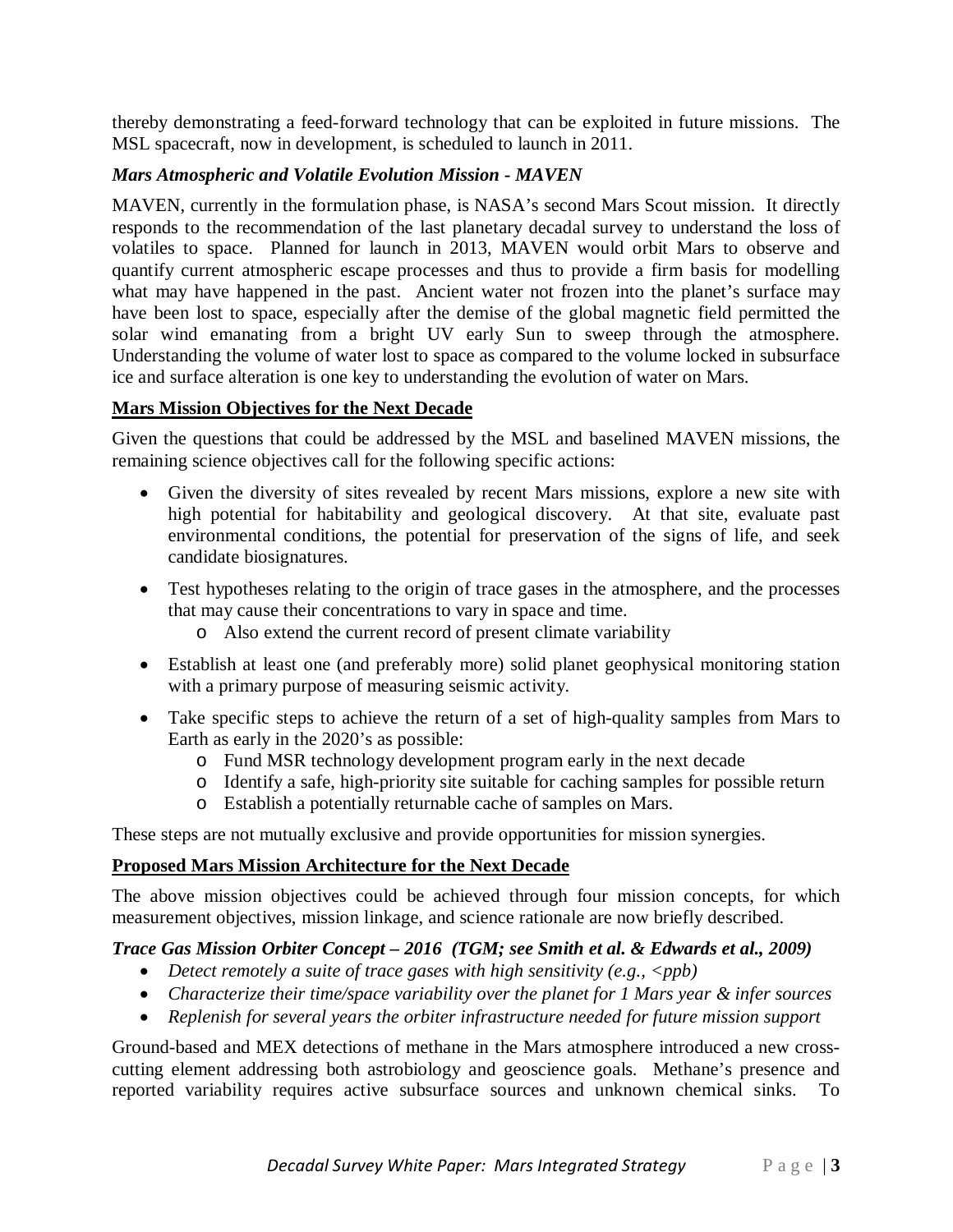thereby demonstrating a feed-forward technology that can be exploited in future missions. The MSL spacecraft, now in development, is scheduled to launch in 2011.

### *Mars Atmospheric and Volatile Evolution Mission - MAVEN*

MAVEN, currently in the formulation phase, is NASA's second Mars Scout mission. It directly responds to the recommendation of the last planetary decadal survey to understand the loss of volatiles to space. Planned for launch in 2013, MAVEN would orbit Mars to observe and quantify current atmospheric escape processes and thus to provide a firm basis for modelling what may have happened in the past. Ancient water not frozen into the planet's surface may have been lost to space, especially after the demise of the global magnetic field permitted the solar wind emanating from a bright UV early Sun to sweep through the atmosphere. Understanding the volume of water lost to space as compared to the volume locked in subsurface ice and surface alteration is one key to understanding the evolution of water on Mars.

## Mars Mission Objectives for the Next Decade

Given the questions that could be addressed by the MSL and baselined MAVEN missions, the remaining science objectives call for the following specific actions:

- Given the diversity of sites revealed by recent Mars missions, explore a new site with high potential for habitability and geological discovery. At that site, evaluate past environmental conditions, the potential for preservation of the signs of life, and seek candidate biosignatures.
- Test hypotheses relating to the origin of trace gases in the atmosphere, and the processes that may cause their concentrations to vary in space and time.
    - Also extend the current record of present climate variability
- Establish at least one (and preferably more) solid planet geophysical monitoring station with a primary purpose of measuring seismic activity.
- Take specific steps to achieve the return of a set of high-quality samples from Mars to Earth as early in the 2020's as possible:
    - Fund MSR technology development program early in the next decade
    - Identify a safe, high-priority site suitable for caching samples for possible return
    - Establish a potentially returnable cache of samples on Mars.

These steps are not mutually exclusive and provide opportunities for mission synergies.

## Proposed Mars Mission Architecture for the Next Decade

The above mission objectives could be achieved through four mission concepts, for which measurement objectives, mission linkage, and science rationale are now briefly described.

### *Trace Gas Mission Orbiter Concept – 2016 (TGM; see Smith et al. & Edwards et al., 2009)*

- *Detect remotely a suite of trace gases with high sensitivity (e.g., <ppb)*
- *Characterize their time/space variability over the planet for 1 Mars year & infer sources*
- *Replenish for several years the orbiter infrastructure needed for future mission support*

Ground-based and MEX detections of methane in the Mars atmosphere introduced a new cross-cutting element addressing both astrobiology and geoscience goals. Methane's presence and reported variability requires active subsurface sources and unknown chemical sinks. To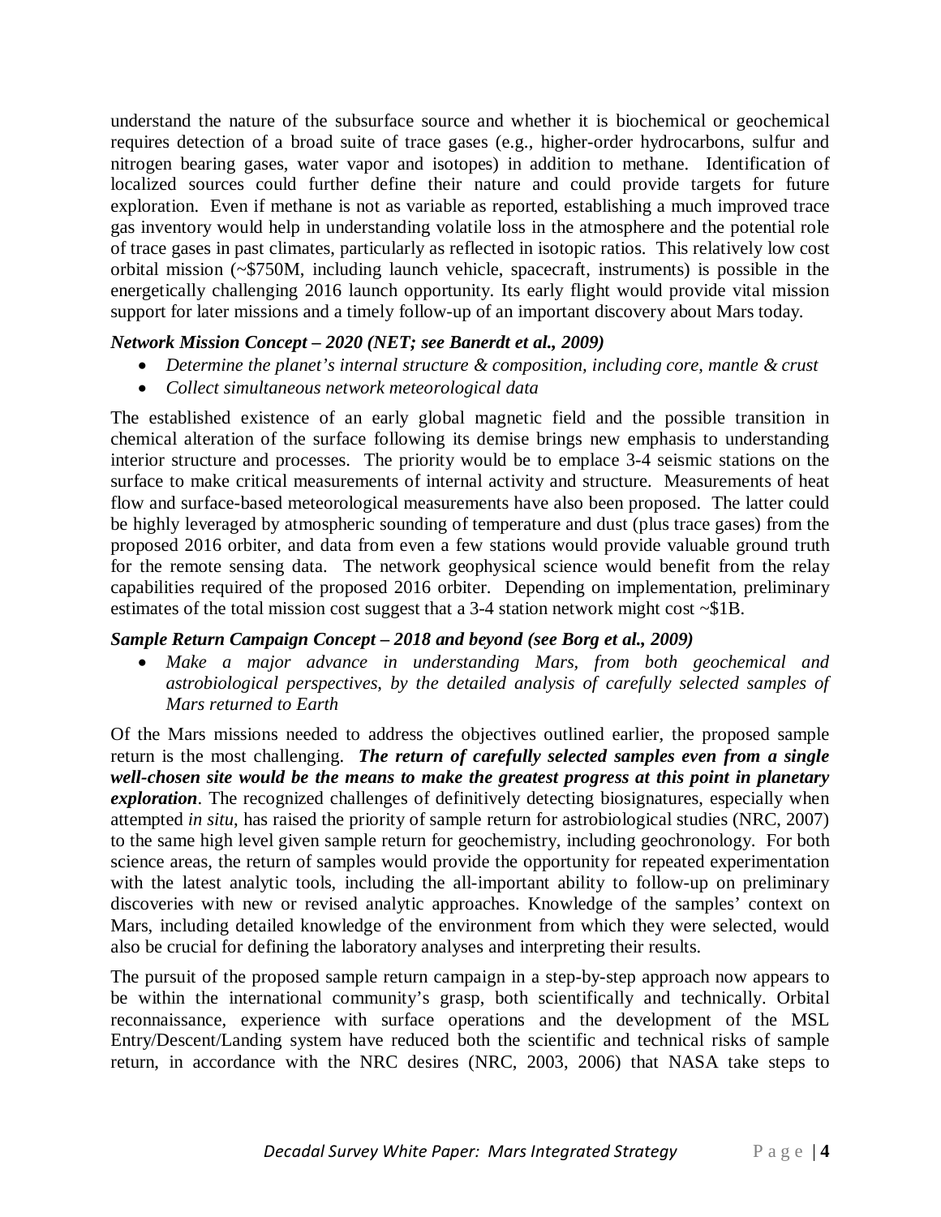understand the nature of the subsurface source and whether it is biochemical or geochemical requires detection of a broad suite of trace gases (e.g., higher-order hydrocarbons, sulfur and nitrogen bearing gases, water vapor and isotopes) in addition to methane. Identification of localized sources could further define their nature and could provide targets for future exploration. Even if methane is not as variable as reported, establishing a much improved trace gas inventory would help in understanding volatile loss in the atmosphere and the potential role of trace gases in past climates, particularly as reflected in isotopic ratios. This relatively low cost orbital mission (~$750M, including launch vehicle, spacecraft, instruments) is possible in the energetically challenging 2016 launch opportunity. Its early flight would provide vital mission support for later missions and a timely follow-up of an important discovery about Mars today.

***Network Mission Concept – 2020 (NET; see Banerdt et al., 2009)***

- *Determine the planet's internal structure & composition, including core, mantle & crust*
- *Collect simultaneous network meteorological data*

The established existence of an early global magnetic field and the possible transition in chemical alteration of the surface following its demise brings new emphasis to understanding interior structure and processes. The priority would be to emplace 3-4 seismic stations on the surface to make critical measurements of internal activity and structure. Measurements of heat flow and surface-based meteorological measurements have also been proposed. The latter could be highly leveraged by atmospheric sounding of temperature and dust (plus trace gases) from the proposed 2016 orbiter, and data from even a few stations would provide valuable ground truth for the remote sensing data. The network geophysical science would benefit from the relay capabilities required of the proposed 2016 orbiter. Depending on implementation, preliminary estimates of the total mission cost suggest that a 3-4 station network might cost ~$1B.

***Sample Return Campaign Concept – 2018 and beyond (see Borg et al., 2009)***

- *Make a major advance in understanding Mars, from both geochemical and astrobiological perspectives, by the detailed analysis of carefully selected samples of Mars returned to Earth*

Of the Mars missions needed to address the objectives outlined earlier, the proposed sample return is the most challenging. ***The return of carefully selected samples even from a single well-chosen site would be the means to make the greatest progress at this point in planetary exploration***. The recognized challenges of definitively detecting biosignatures, especially when attempted *in situ*, has raised the priority of sample return for astrobiological studies (NRC, 2007) to the same high level given sample return for geochemistry, including geochronology. For both science areas, the return of samples would provide the opportunity for repeated experimentation with the latest analytic tools, including the all-important ability to follow-up on preliminary discoveries with new or revised analytic approaches. Knowledge of the samples' context on Mars, including detailed knowledge of the environment from which they were selected, would also be crucial for defining the laboratory analyses and interpreting their results.

The pursuit of the proposed sample return campaign in a step-by-step approach now appears to be within the international community's grasp, both scientifically and technically. Orbital reconnaissance, experience with surface operations and the development of the MSL Entry/Descent/Landing system have reduced both the scientific and technical risks of sample return, in accordance with the NRC desires (NRC, 2003, 2006) that NASA take steps to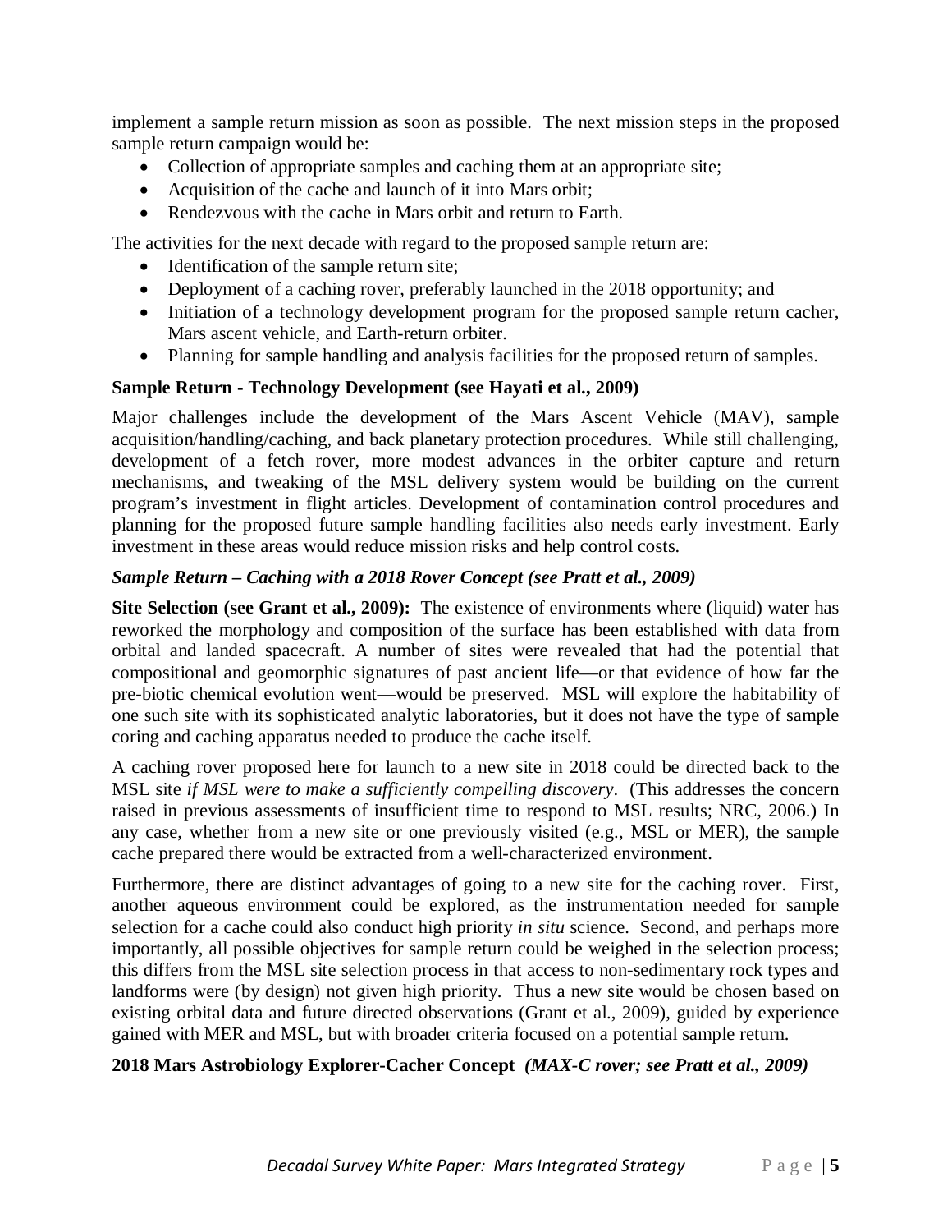implement a sample return mission as soon as possible. The next mission steps in the proposed sample return campaign would be:

- Collection of appropriate samples and caching them at an appropriate site;
- Acquisition of the cache and launch of it into Mars orbit;
- Rendezvous with the cache in Mars orbit and return to Earth.

The activities for the next decade with regard to the proposed sample return are:

- Identification of the sample return site;
- Deployment of a caching rover, preferably launched in the 2018 opportunity; and
- Initiation of a technology development program for the proposed sample return cacher, Mars ascent vehicle, and Earth-return orbiter.
- Planning for sample handling and analysis facilities for the proposed return of samples.

**Sample Return - Technology Development (see Hayati et al., 2009)**

Major challenges include the development of the Mars Ascent Vehicle (MAV), sample acquisition/handling/caching, and back planetary protection procedures. While still challenging, development of a fetch rover, more modest advances in the orbiter capture and return mechanisms, and tweaking of the MSL delivery system would be building on the current program's investment in flight articles. Development of contamination control procedures and planning for the proposed future sample handling facilities also needs early investment. Early investment in these areas would reduce mission risks and help control costs.

***Sample Return – Caching with a 2018 Rover Concept (see Pratt et al., 2009)***

**Site Selection (see Grant et al., 2009):** The existence of environments where (liquid) water has reworked the morphology and composition of the surface has been established with data from orbital and landed spacecraft. A number of sites were revealed that had the potential that compositional and geomorphic signatures of past ancient life—or that evidence of how far the pre-biotic chemical evolution went—would be preserved. MSL will explore the habitability of one such site with its sophisticated analytic laboratories, but it does not have the type of sample coring and caching apparatus needed to produce the cache itself.

A caching rover proposed here for launch to a new site in 2018 could be directed back to the MSL site *if MSL were to make a sufficiently compelling discovery*. (This addresses the concern raised in previous assessments of insufficient time to respond to MSL results; NRC, 2006.) In any case, whether from a new site or one previously visited (e.g., MSL or MER), the sample cache prepared there would be extracted from a well-characterized environment.

Furthermore, there are distinct advantages of going to a new site for the caching rover. First, another aqueous environment could be explored, as the instrumentation needed for sample selection for a cache could also conduct high priority *in situ* science. Second, and perhaps more importantly, all possible objectives for sample return could be weighed in the selection process; this differs from the MSL site selection process in that access to non-sedimentary rock types and landforms were (by design) not given high priority. Thus a new site would be chosen based on existing orbital data and future directed observations (Grant et al., 2009), guided by experience gained with MER and MSL, but with broader criteria focused on a potential sample return.

**2018 Mars Astrobiology Explorer-Cacher Concept** ***(MAX-C rover; see Pratt et al., 2009)***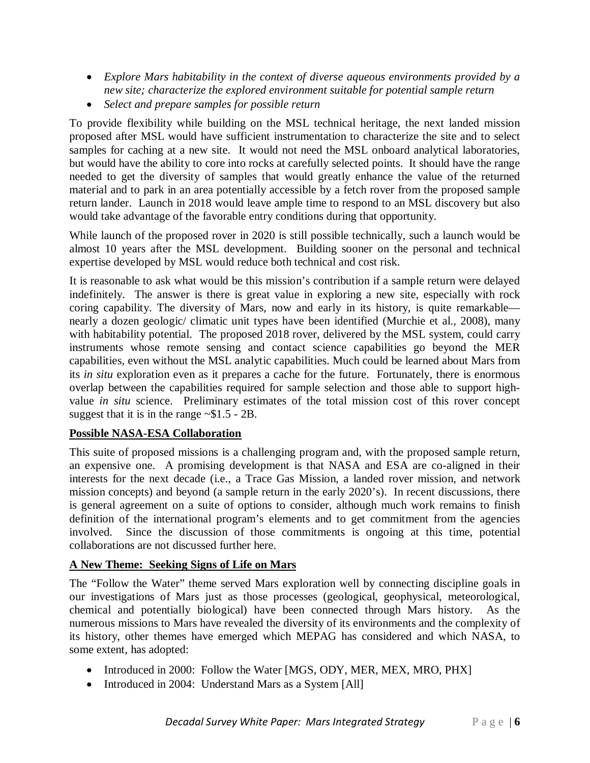- *Explore Mars habitability in the context of diverse aqueous environments provided by a new site; characterize the explored environment suitable for potential sample return*
- *Select and prepare samples for possible return*

To provide flexibility while building on the MSL technical heritage, the next landed mission proposed after MSL would have sufficient instrumentation to characterize the site and to select samples for caching at a new site. It would not need the MSL onboard analytical laboratories, but would have the ability to core into rocks at carefully selected points. It should have the range needed to get the diversity of samples that would greatly enhance the value of the returned material and to park in an area potentially accessible by a fetch rover from the proposed sample return lander. Launch in 2018 would leave ample time to respond to an MSL discovery but also would take advantage of the favorable entry conditions during that opportunity.

While launch of the proposed rover in 2020 is still possible technically, such a launch would be almost 10 years after the MSL development. Building sooner on the personal and technical expertise developed by MSL would reduce both technical and cost risk.

It is reasonable to ask what would be this mission's contribution if a sample return were delayed indefinitely. The answer is there is great value in exploring a new site, especially with rock coring capability. The diversity of Mars, now and early in its history, is quite remarkable—nearly a dozen geologic/ climatic unit types have been identified (Murchie et al., 2008), many with habitability potential. The proposed 2018 rover, delivered by the MSL system, could carry instruments whose remote sensing and contact science capabilities go beyond the MER capabilities, even without the MSL analytic capabilities. Much could be learned about Mars from its *in situ* exploration even as it prepares a cache for the future. Fortunately, there is enormous overlap between the capabilities required for sample selection and those able to support high-value *in situ* science. Preliminary estimates of the total mission cost of this rover concept suggest that it is in the range ~$1.5 - 2B.

**<u>Possible NASA-ESA Collaboration</u>**

This suite of proposed missions is a challenging program and, with the proposed sample return, an expensive one. A promising development is that NASA and ESA are co-aligned in their interests for the next decade (i.e., a Trace Gas Mission, a landed rover mission, and network mission concepts) and beyond (a sample return in the early 2020's). In recent discussions, there is general agreement on a suite of options to consider, although much work remains to finish definition of the international program's elements and to get commitment from the agencies involved. Since the discussion of those commitments is ongoing at this time, potential collaborations are not discussed further here.

**<u>A New Theme: Seeking Signs of Life on Mars</u>**

The "Follow the Water" theme served Mars exploration well by connecting discipline goals in our investigations of Mars just as those processes (geological, geophysical, meteorological, chemical and potentially biological) have been connected through Mars history. As the numerous missions to Mars have revealed the diversity of its environments and the complexity of its history, other themes have emerged which MEPAG has considered and which NASA, to some extent, has adopted:

- Introduced in 2000: Follow the Water [MGS, ODY, MER, MEX, MRO, PHX]
- Introduced in 2004: Understand Mars as a System [All]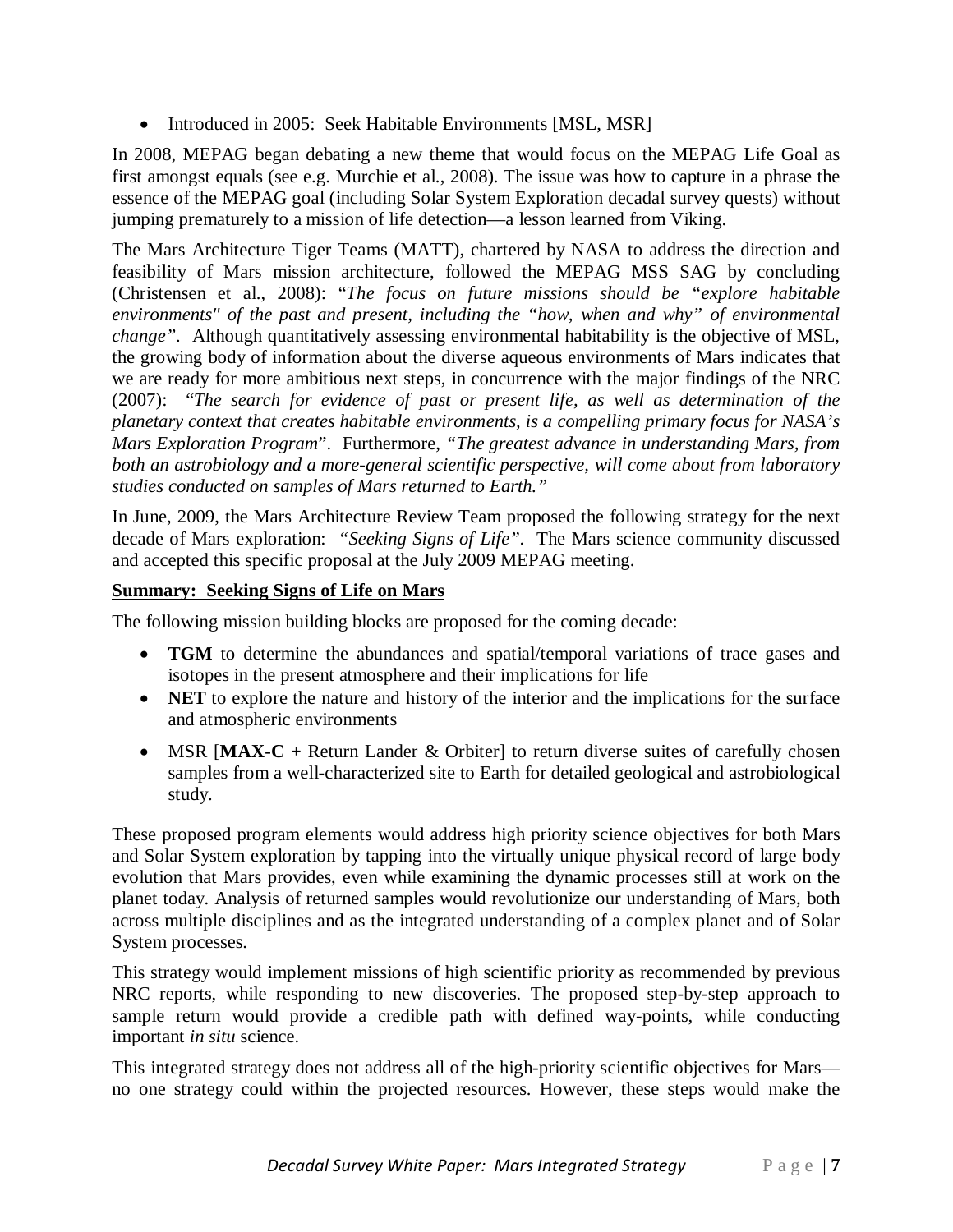- Introduced in 2005: Seek Habitable Environments [MSL, MSR]

In 2008, MEPAG began debating a new theme that would focus on the MEPAG Life Goal as first amongst equals (see e.g. Murchie et al., 2008). The issue was how to capture in a phrase the essence of the MEPAG goal (including Solar System Exploration decadal survey quests) without jumping prematurely to a mission of life detection—a lesson learned from Viking.

The Mars Architecture Tiger Teams (MATT), chartered by NASA to address the direction and feasibility of Mars mission architecture, followed the MEPAG MSS SAG by concluding (Christensen et al., 2008): "*The focus on future missions should be "explore habitable environments" of the past and present, including the "how, when and why" of environmental change"*. Although quantitatively assessing environmental habitability is the objective of MSL, the growing body of information about the diverse aqueous environments of Mars indicates that we are ready for more ambitious next steps, in concurrence with the major findings of the NRC (2007): "*The search for evidence of past or present life, as well as determination of the planetary context that creates habitable environments, is a compelling primary focus for NASA's Mars Exploration Program*". Furthermore, *"The greatest advance in understanding Mars, from both an astrobiology and a more-general scientific perspective, will come about from laboratory studies conducted on samples of Mars returned to Earth."*

In June, 2009, the Mars Architecture Review Team proposed the following strategy for the next decade of Mars exploration: *"Seeking Signs of Life"*. The Mars science community discussed and accepted this specific proposal at the July 2009 MEPAG meeting.

**Summary: Seeking Signs of Life on Mars**

The following mission building blocks are proposed for the coming decade:

- **TGM** to determine the abundances and spatial/temporal variations of trace gases and isotopes in the present atmosphere and their implications for life
- **NET** to explore the nature and history of the interior and the implications for the surface and atmospheric environments
- MSR [**MAX-C** + Return Lander & Orbiter] to return diverse suites of carefully chosen samples from a well-characterized site to Earth for detailed geological and astrobiological study.

These proposed program elements would address high priority science objectives for both Mars and Solar System exploration by tapping into the virtually unique physical record of large body evolution that Mars provides, even while examining the dynamic processes still at work on the planet today. Analysis of returned samples would revolutionize our understanding of Mars, both across multiple disciplines and as the integrated understanding of a complex planet and of Solar System processes.

This strategy would implement missions of high scientific priority as recommended by previous NRC reports, while responding to new discoveries. The proposed step-by-step approach to sample return would provide a credible path with defined way-points, while conducting important *in situ* science.

This integrated strategy does not address all of the high-priority scientific objectives for Mars—no one strategy could within the projected resources. However, these steps would make the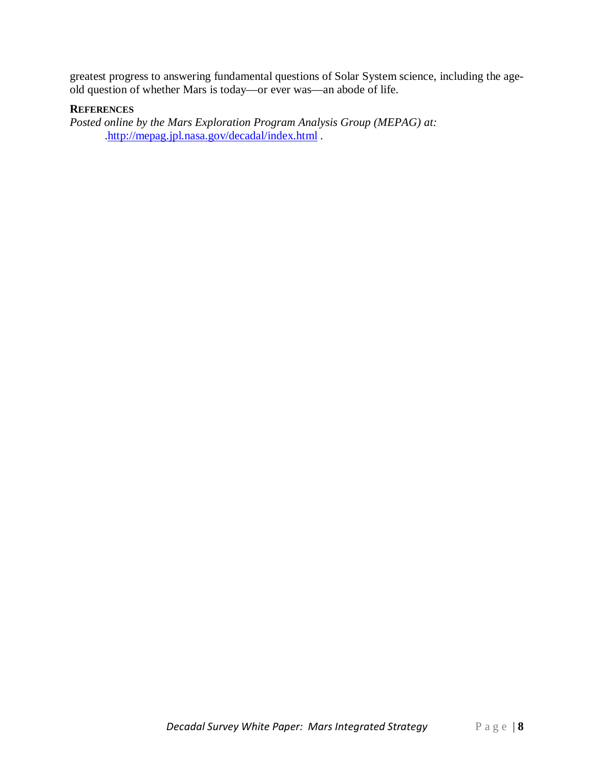greatest progress to answering fundamental questions of Solar System science, including the age-old question of whether Mars is today—or ever was—an abode of life.

## REFERENCES

*Posted online by the Mars Exploration Program Analysis Group (MEPAG) at:*
.http://mepag.jpl.nasa.gov/decadal/index.html .